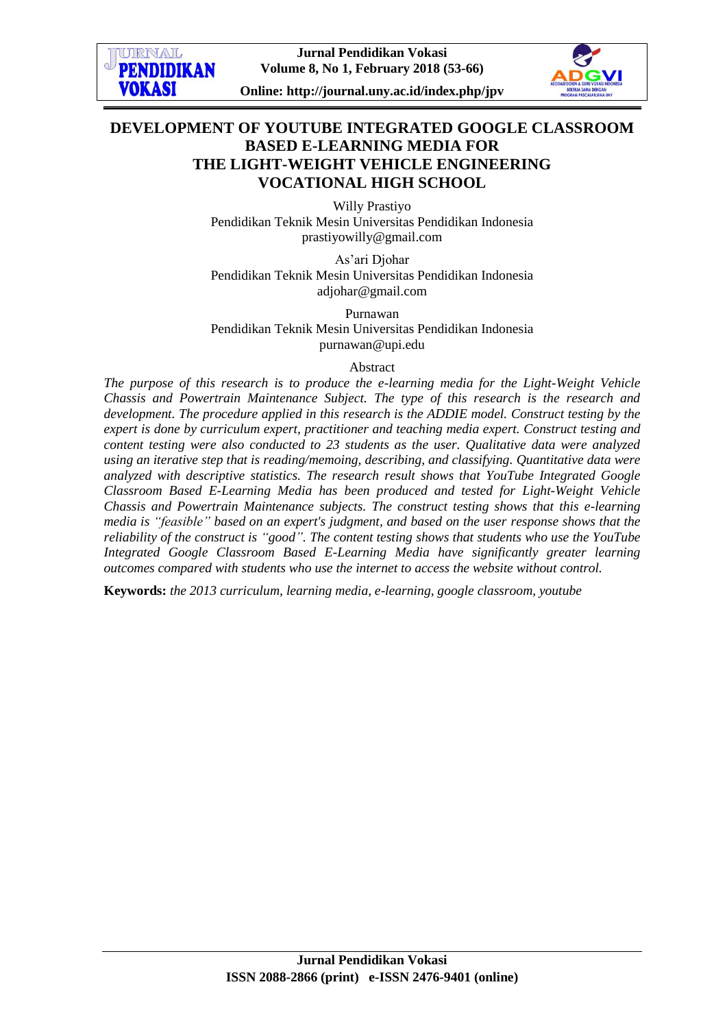# DEVELOPMENT OF YOUTUBE INTEGRATED GOOGLE CLASSROOM BASED E-LEARNING MEDIA FOR THE LIGHT-WEIGHT VEHICLE ENGINEERING VOCATIONAL HIGH SCHOOL

Willy Prastiyo
Pendidikan Teknik Mesin Universitas Pendidikan Indonesia
prastiyowilly@gmail.com

As'ari Djohar
Pendidikan Teknik Mesin Universitas Pendidikan Indonesia
adjohar@gmail.com

Purnawan
Pendidikan Teknik Mesin Universitas Pendidikan Indonesia
purnawan@upi.edu

## Abstract

*The purpose of this research is to produce the e-learning media for the Light-Weight Vehicle Chassis and Powertrain Maintenance Subject. The type of this research is the research and development. The procedure applied in this research is the ADDIE model. Construct testing by the expert is done by curriculum expert, practitioner and teaching media expert. Construct testing and content testing were also conducted to 23 students as the user. Qualitative data were analyzed using an iterative step that is reading/memoing, describing, and classifying. Quantitative data were analyzed with descriptive statistics. The research result shows that YouTube Integrated Google Classroom Based E-Learning Media has been produced and tested for Light-Weight Vehicle Chassis and Powertrain Maintenance subjects. The construct testing shows that this e-learning media is "feasible" based on an expert's judgment, and based on the user response shows that the reliability of the construct is "good". The content testing shows that students who use the YouTube Integrated Google Classroom Based E-Learning Media have significantly greater learning outcomes compared with students who use the internet to access the website without control.*

**Keywords:** *the 2013 curriculum, learning media, e-learning, google classroom, youtube*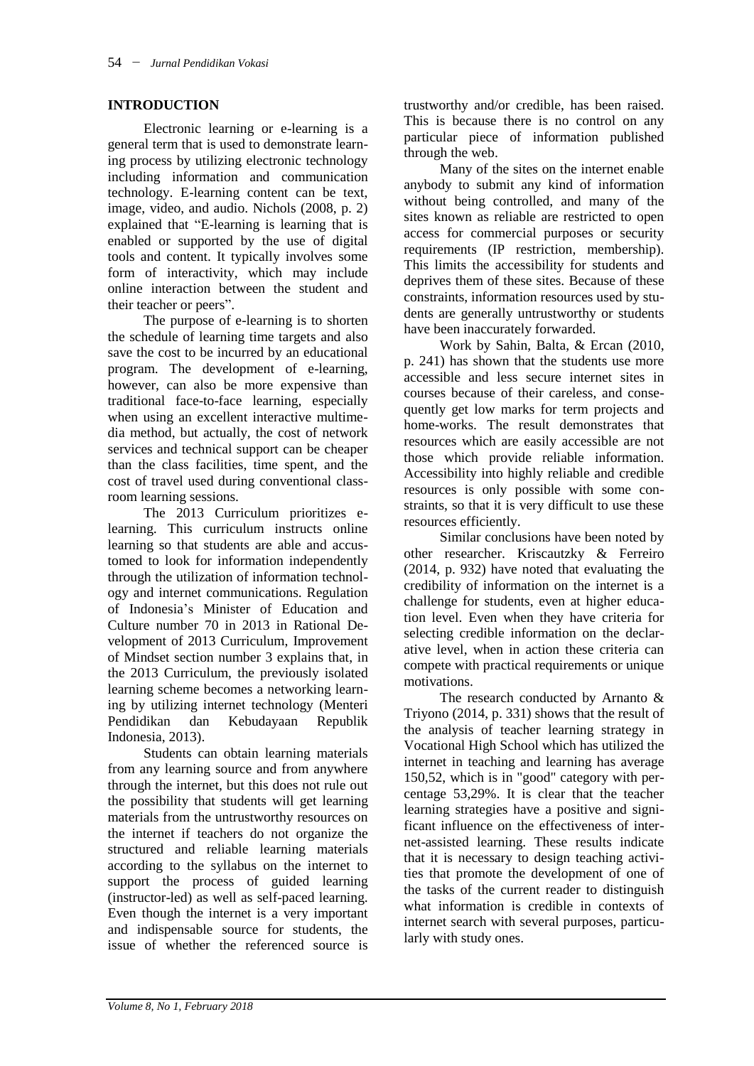## INTRODUCTION

Electronic learning or e-learning is a general term that is used to demonstrate learning process by utilizing electronic technology including information and communication technology. E-learning content can be text, image, video, and audio. Nichols (2008, p. 2) explained that "E-learning is learning that is enabled or supported by the use of digital tools and content. It typically involves some form of interactivity, which may include online interaction between the student and their teacher or peers".

The purpose of e-learning is to shorten the schedule of learning time targets and also save the cost to be incurred by an educational program. The development of e-learning, however, can also be more expensive than traditional face-to-face learning, especially when using an excellent interactive multimedia method, but actually, the cost of network services and technical support can be cheaper than the class facilities, time spent, and the cost of travel used during conventional classroom learning sessions.

The 2013 Curriculum prioritizes e-learning. This curriculum instructs online learning so that students are able and accustomed to look for information independently through the utilization of information technology and internet communications. Regulation of Indonesia's Minister of Education and Culture number 70 in 2013 in Rational Development of 2013 Curriculum, Improvement of Mindset section number 3 explains that, in the 2013 Curriculum, the previously isolated learning scheme becomes a networking learning by utilizing internet technology (Menteri Pendidikan dan Kebudayaan Republik Indonesia, 2013).

Students can obtain learning materials from any learning source and from anywhere through the internet, but this does not rule out the possibility that students will get learning materials from the untrustworthy resources on the internet if teachers do not organize the structured and reliable learning materials according to the syllabus on the internet to support the process of guided learning (instructor-led) as well as self-paced learning. Even though the internet is a very important and indispensable source for students, the issue of whether the referenced source is trustworthy and/or credible, has been raised. This is because there is no control on any particular piece of information published through the web.

Many of the sites on the internet enable anybody to submit any kind of information without being controlled, and many of the sites known as reliable are restricted to open access for commercial purposes or security requirements (IP restriction, membership). This limits the accessibility for students and deprives them of these sites. Because of these constraints, information resources used by students are generally untrustworthy or students have been inaccurately forwarded.

Work by Sahin, Balta, & Ercan (2010, p. 241) has shown that the students use more accessible and less secure internet sites in courses because of their careless, and consequently get low marks for term projects and home-works. The result demonstrates that resources which are easily accessible are not those which provide reliable information. Accessibility into highly reliable and credible resources is only possible with some constraints, so that it is very difficult to use these resources efficiently.

Similar conclusions have been noted by other researcher. Kriscautzky & Ferreiro (2014, p. 932) have noted that evaluating the credibility of information on the internet is a challenge for students, even at higher education level. Even when they have criteria for selecting credible information on the declarative level, when in action these criteria can compete with practical requirements or unique motivations.

The research conducted by Arnanto & Triyono (2014, p. 331) shows that the result of the analysis of teacher learning strategy in Vocational High School which has utilized the internet in teaching and learning has average 150,52, which is in "good" category with percentage 53,29%. It is clear that the teacher learning strategies have a positive and significant influence on the effectiveness of internet-assisted learning. These results indicate that it is necessary to design teaching activities that promote the development of one of the tasks of the current reader to distinguish what information is credible in contexts of internet search with several purposes, particularly with study ones.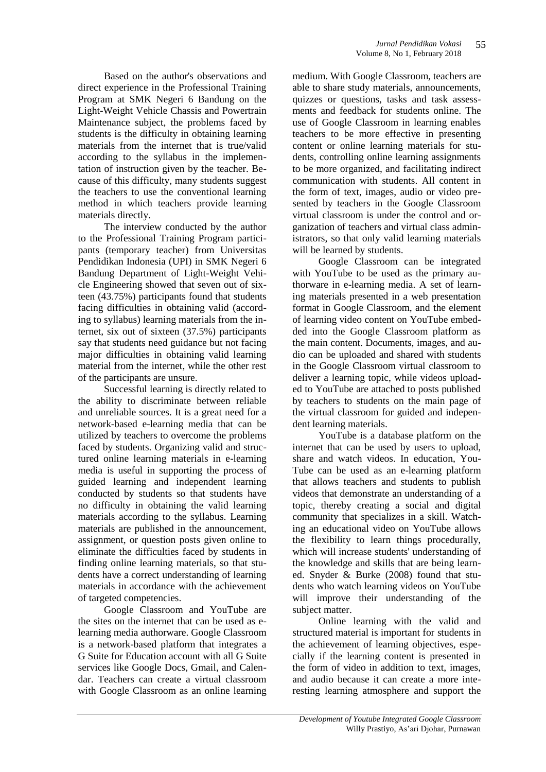Based on the author's observations and direct experience in the Professional Training Program at SMK Negeri 6 Bandung on the Light-Weight Vehicle Chassis and Powertrain Maintenance subject, the problems faced by students is the difficulty in obtaining learning materials from the internet that is true/valid according to the syllabus in the implementation of instruction given by the teacher. Because of this difficulty, many students suggest the teachers to use the conventional learning method in which teachers provide learning materials directly.

The interview conducted by the author to the Professional Training Program participants (temporary teacher) from Universitas Pendidikan Indonesia (UPI) in SMK Negeri 6 Bandung Department of Light-Weight Vehicle Engineering showed that seven out of sixteen (43.75%) participants found that students facing difficulties in obtaining valid (according to syllabus) learning materials from the internet, six out of sixteen (37.5%) participants say that students need guidance but not facing major difficulties in obtaining valid learning material from the internet, while the other rest of the participants are unsure.

Successful learning is directly related to the ability to discriminate between reliable and unreliable sources. It is a great need for a network-based e-learning media that can be utilized by teachers to overcome the problems faced by students. Organizing valid and structured online learning materials in e-learning media is useful in supporting the process of guided learning and independent learning conducted by students so that students have no difficulty in obtaining the valid learning materials according to the syllabus. Learning materials are published in the announcement, assignment, or question posts given online to eliminate the difficulties faced by students in finding online learning materials, so that students have a correct understanding of learning materials in accordance with the achievement of targeted competencies.

Google Classroom and YouTube are the sites on the internet that can be used as e-learning media authorware. Google Classroom is a network-based platform that integrates a G Suite for Education account with all G Suite services like Google Docs, Gmail, and Calendar. Teachers can create a virtual classroom with Google Classroom as an online learning medium. With Google Classroom, teachers are able to share study materials, announcements, quizzes or questions, tasks and task assessments and feedback for students online. The use of Google Classroom in learning enables teachers to be more effective in presenting content or online learning materials for students, controlling online learning assignments to be more organized, and facilitating indirect communication with students. All content in the form of text, images, audio or video presented by teachers in the Google Classroom virtual classroom is under the control and organization of teachers and virtual class administrators, so that only valid learning materials will be learned by students.

Google Classroom can be integrated with YouTube to be used as the primary authorware in e-learning media. A set of learning materials presented in a web presentation format in Google Classroom, and the element of learning video content on YouTube embedded into the Google Classroom platform as the main content. Documents, images, and audio can be uploaded and shared with students in the Google Classroom virtual classroom to deliver a learning topic, while videos uploaded to YouTube are attached to posts published by teachers to students on the main page of the virtual classroom for guided and independent learning materials.

YouTube is a database platform on the internet that can be used by users to upload, share and watch videos. In education, YouTube can be used as an e-learning platform that allows teachers and students to publish videos that demonstrate an understanding of a topic, thereby creating a social and digital community that specializes in a skill. Watching an educational video on YouTube allows the flexibility to learn things procedurally, which will increase students' understanding of the knowledge and skills that are being learned. Snyder & Burke (2008) found that students who watch learning videos on YouTube will improve their understanding of the subject matter.

Online learning with the valid and structured material is important for students in the achievement of learning objectives, especially if the learning content is presented in the form of video in addition to text, images, and audio because it can create a more interesting learning atmosphere and support the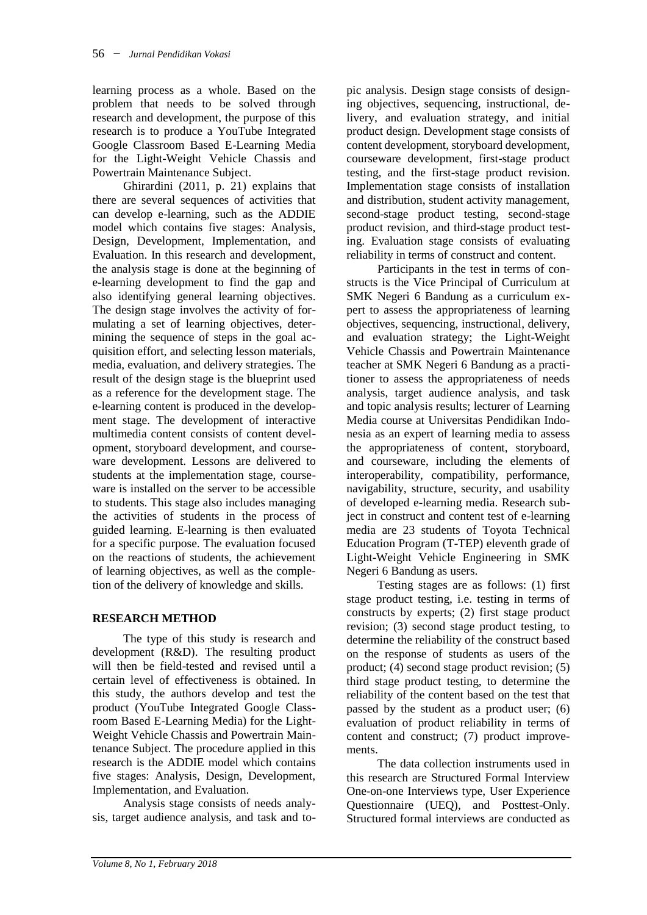learning process as a whole. Based on the problem that needs to be solved through research and development, the purpose of this research is to produce a YouTube Integrated Google Classroom Based E-Learning Media for the Light-Weight Vehicle Chassis and Powertrain Maintenance Subject.

Ghirardini (2011, p. 21) explains that there are several sequences of activities that can develop e-learning, such as the ADDIE model which contains five stages: Analysis, Design, Development, Implementation, and Evaluation. In this research and development, the analysis stage is done at the beginning of e-learning development to find the gap and also identifying general learning objectives. The design stage involves the activity of formulating a set of learning objectives, determining the sequence of steps in the goal acquisition effort, and selecting lesson materials, media, evaluation, and delivery strategies. The result of the design stage is the blueprint used as a reference for the development stage. The e-learning content is produced in the development stage. The development of interactive multimedia content consists of content development, storyboard development, and courseware development. Lessons are delivered to students at the implementation stage, courseware is installed on the server to be accessible to students. This stage also includes managing the activities of students in the process of guided learning. E-learning is then evaluated for a specific purpose. The evaluation focused on the reactions of students, the achievement of learning objectives, as well as the completion of the delivery of knowledge and skills.

## RESEARCH METHOD

The type of this study is research and development (R&D). The resulting product will then be field-tested and revised until a certain level of effectiveness is obtained. In this study, the authors develop and test the product (YouTube Integrated Google Classroom Based E-Learning Media) for the Light-Weight Vehicle Chassis and Powertrain Maintenance Subject. The procedure applied in this research is the ADDIE model which contains five stages: Analysis, Design, Development, Implementation, and Evaluation.

Analysis stage consists of needs analysis, target audience analysis, and task and topic analysis. Design stage consists of designing objectives, sequencing, instructional, delivery, and evaluation strategy, and initial product design. Development stage consists of content development, storyboard development, courseware development, first-stage product testing, and the first-stage product revision. Implementation stage consists of installation and distribution, student activity management, second-stage product testing, second-stage product revision, and third-stage product testing. Evaluation stage consists of evaluating reliability in terms of construct and content.

Participants in the test in terms of constructs is the Vice Principal of Curriculum at SMK Negeri 6 Bandung as a curriculum expert to assess the appropriateness of learning objectives, sequencing, instructional, delivery, and evaluation strategy; the Light-Weight Vehicle Chassis and Powertrain Maintenance teacher at SMK Negeri 6 Bandung as a practitioner to assess the appropriateness of needs analysis, target audience analysis, and task and topic analysis results; lecturer of Learning Media course at Universitas Pendidikan Indonesia as an expert of learning media to assess the appropriateness of content, storyboard, and courseware, including the elements of interoperability, compatibility, performance, navigability, structure, security, and usability of developed e-learning media. Research subject in construct and content test of e-learning media are 23 students of Toyota Technical Education Program (T-TEP) eleventh grade of Light-Weight Vehicle Engineering in SMK Negeri 6 Bandung as users.

Testing stages are as follows: (1) first stage product testing, i.e. testing in terms of constructs by experts; (2) first stage product revision; (3) second stage product testing, to determine the reliability of the construct based on the response of students as users of the product; (4) second stage product revision; (5) third stage product testing, to determine the reliability of the content based on the test that passed by the student as a product user; (6) evaluation of product reliability in terms of content and construct; (7) product improvements.

The data collection instruments used in this research are Structured Formal Interview One-on-one Interviews type, User Experience Questionnaire (UEQ), and Posttest-Only. Structured formal interviews are conducted as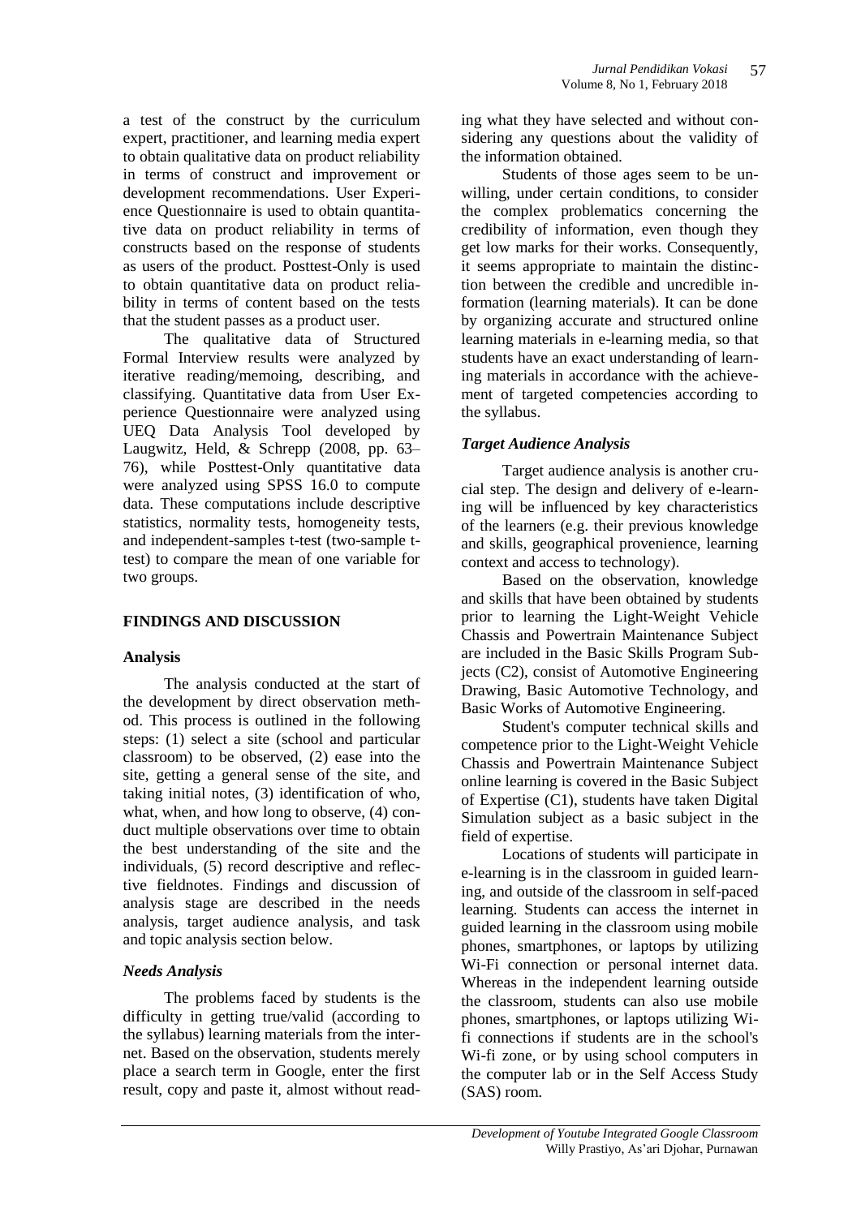a test of the construct by the curriculum expert, practitioner, and learning media expert to obtain qualitative data on product reliability in terms of construct and improvement or development recommendations. User Experience Questionnaire is used to obtain quantitative data on product reliability in terms of constructs based on the response of students as users of the product. Posttest-Only is used to obtain quantitative data on product reliability in terms of content based on the tests that the student passes as a product user.

The qualitative data of Structured Formal Interview results were analyzed by iterative reading/memoing, describing, and classifying. Quantitative data from User Experience Questionnaire were analyzed using UEQ Data Analysis Tool developed by Laugwitz, Held, & Schrepp (2008, pp. 63–76), while Posttest-Only quantitative data were analyzed using SPSS 16.0 to compute data. These computations include descriptive statistics, normality tests, homogeneity tests, and independent-samples t-test (two-sample t-test) to compare the mean of one variable for two groups.

## FINDINGS AND DISCUSSION

### Analysis

The analysis conducted at the start of the development by direct observation method. This process is outlined in the following steps: (1) select a site (school and particular classroom) to be observed, (2) ease into the site, getting a general sense of the site, and taking initial notes, (3) identification of who, what, when, and how long to observe, (4) conduct multiple observations over time to obtain the best understanding of the site and the individuals, (5) record descriptive and reflective fieldnotes. Findings and discussion of analysis stage are described in the needs analysis, target audience analysis, and task and topic analysis section below.

#### *Needs Analysis*

The problems faced by students is the difficulty in getting true/valid (according to the syllabus) learning materials from the internet. Based on the observation, students merely place a search term in Google, enter the first result, copy and paste it, almost without reading what they have selected and without considering any questions about the validity of the information obtained.

Students of those ages seem to be unwilling, under certain conditions, to consider the complex problematics concerning the credibility of information, even though they get low marks for their works. Consequently, it seems appropriate to maintain the distinction between the credible and uncredible information (learning materials). It can be done by organizing accurate and structured online learning materials in e-learning media, so that students have an exact understanding of learning materials in accordance with the achievement of targeted competencies according to the syllabus.

#### *Target Audience Analysis*

Target audience analysis is another crucial step. The design and delivery of e-learning will be influenced by key characteristics of the learners (e.g. their previous knowledge and skills, geographical provenience, learning context and access to technology).

Based on the observation, knowledge and skills that have been obtained by students prior to learning the Light-Weight Vehicle Chassis and Powertrain Maintenance Subject are included in the Basic Skills Program Subjects (C2), consist of Automotive Engineering Drawing, Basic Automotive Technology, and Basic Works of Automotive Engineering.

Student's computer technical skills and competence prior to the Light-Weight Vehicle Chassis and Powertrain Maintenance Subject online learning is covered in the Basic Subject of Expertise (C1), students have taken Digital Simulation subject as a basic subject in the field of expertise.

Locations of students will participate in e-learning is in the classroom in guided learning, and outside of the classroom in self-paced learning. Students can access the internet in guided learning in the classroom using mobile phones, smartphones, or laptops by utilizing Wi-Fi connection or personal internet data. Whereas in the independent learning outside the classroom, students can also use mobile phones, smartphones, or laptops utilizing Wi-fi connections if students are in the school's Wi-fi zone, or by using school computers in the computer lab or in the Self Access Study (SAS) room.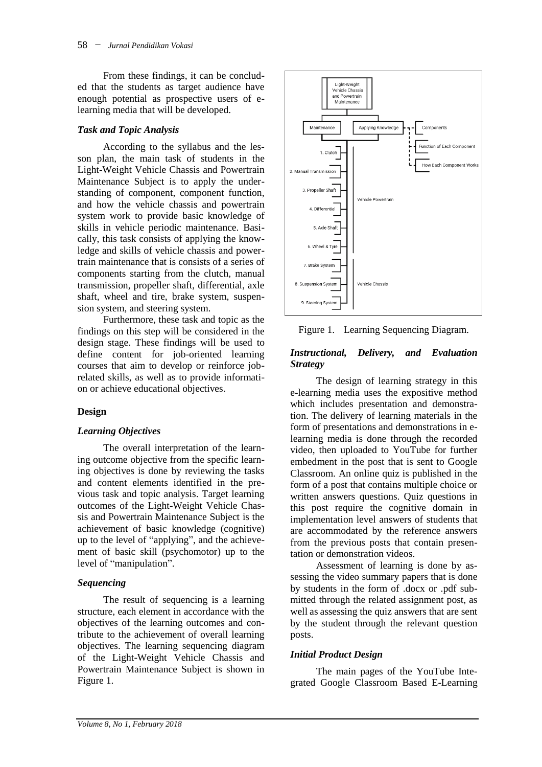From these findings, it can be concluded that the students as target audience have enough potential as prospective users of e-learning media that will be developed.

### *Task and Topic Analysis*

According to the syllabus and the lesson plan, the main task of students in the Light-Weight Vehicle Chassis and Powertrain Maintenance Subject is to apply the understanding of component, component function, and how the vehicle chassis and powertrain system work to provide basic knowledge of skills in vehicle periodic maintenance. Basically, this task consists of applying the knowledge and skills of vehicle chassis and powertrain maintenance that is consists of a series of components starting from the clutch, manual transmission, propeller shaft, differential, axle shaft, wheel and tire, brake system, suspension system, and steering system.

Furthermore, these task and topic as the findings on this step will be considered in the design stage. These findings will be used to define content for job-oriented learning courses that aim to develop or reinforce job-related skills, as well as to provide information or achieve educational objectives.

## Design

### *Learning Objectives*

The overall interpretation of the learning outcome objective from the specific learning objectives is done by reviewing the tasks and content elements identified in the previous task and topic analysis. Target learning outcomes of the Light-Weight Vehicle Chassis and Powertrain Maintenance Subject is the achievement of basic knowledge (cognitive) up to the level of "applying", and the achievement of basic skill (psychomotor) up to the level of "manipulation".

### *Sequencing*

The result of sequencing is a learning structure, each element in accordance with the objectives of the learning outcomes and contribute to the achievement of overall learning objectives. The learning sequencing diagram of the Light-Weight Vehicle Chassis and Powertrain Maintenance Subject is shown in Figure 1.

Figure 1. Learning Sequencing Diagram.

### *Instructional, Delivery, and Evaluation Strategy*

The design of learning strategy in this e-learning media uses the expositive method which includes presentation and demonstration. The delivery of learning materials in the form of presentations and demonstrations in e-learning media is done through the recorded video, then uploaded to YouTube for further embedment in the post that is sent to Google Classroom. An online quiz is published in the form of a post that contains multiple choice or written answers questions. Quiz questions in this post require the cognitive domain in implementation level answers of students that are accommodated by the reference answers from the previous posts that contain presentation or demonstration videos.

Assessment of learning is done by assessing the video summary papers that is done by students in the form of .docx or .pdf submitted through the related assignment post, as well as assessing the quiz answers that are sent by the student through the relevant question posts.

### *Initial Product Design*

The main pages of the YouTube Integrated Google Classroom Based E-Learning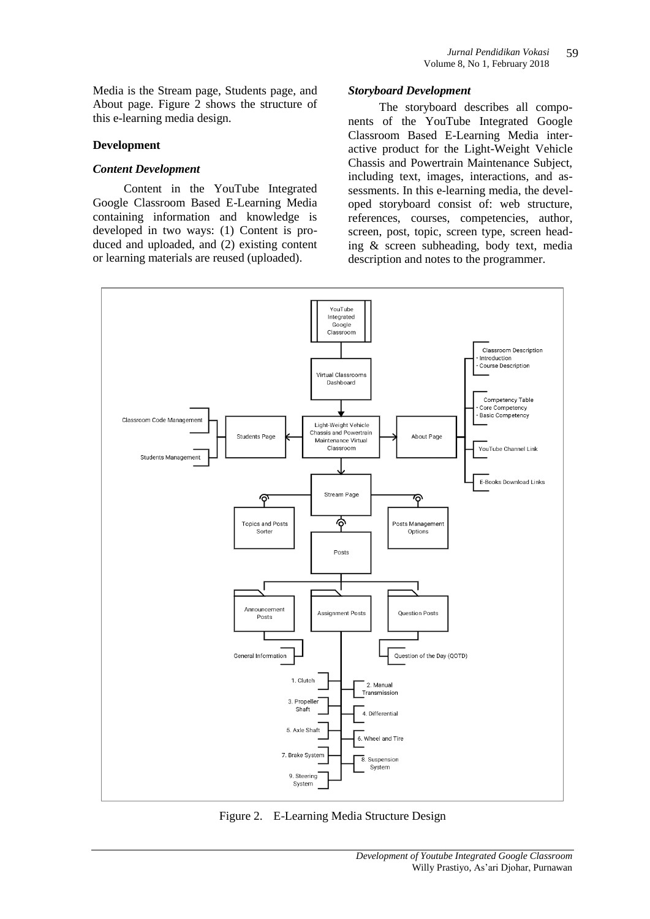Media is the Stream page, Students page, and About page. Figure 2 shows the structure of this e-learning media design.

### Development

#### *Content Development*

Content in the YouTube Integrated Google Classroom Based E-Learning Media containing information and knowledge is developed in two ways: (1) Content is produced and uploaded, and (2) existing content or learning materials are reused (uploaded).

#### *Storyboard Development*

The storyboard describes all components of the YouTube Integrated Google Classroom Based E-Learning Media interactive product for the Light-Weight Vehicle Chassis and Powertrain Maintenance Subject, including text, images, interactions, and assessments. In this e-learning media, the developed storyboard consist of: web structure, references, courses, competencies, author, screen, post, topic, screen type, screen heading & screen subheading, body text, media description and notes to the programmer.

Figure 2. E-Learning Media Structure Design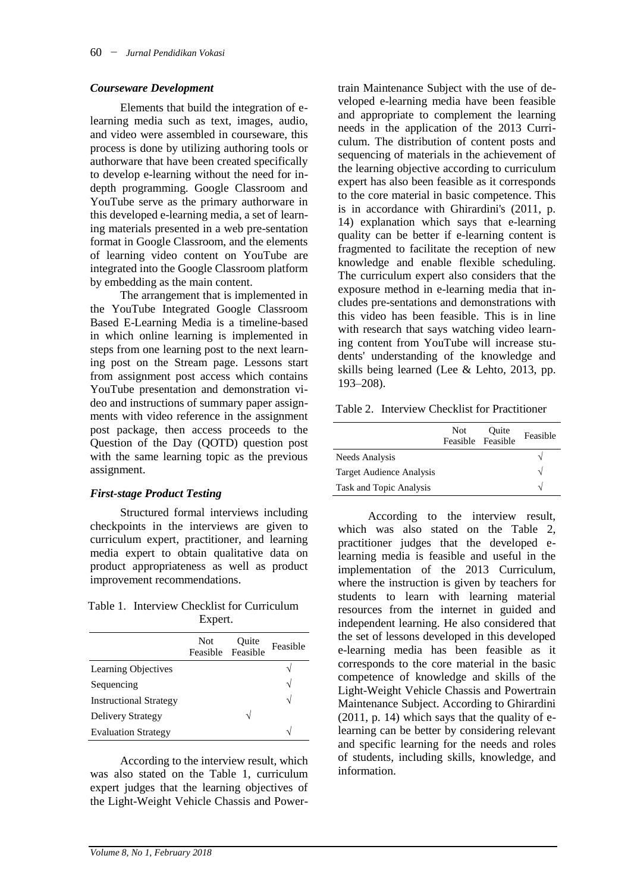### *Courseware Development*

Elements that build the integration of e-learning media such as text, images, audio, and video were assembled in courseware, this process is done by utilizing authoring tools or authorware that have been created specifically to develop e-learning without the need for in-depth programming. Google Classroom and YouTube serve as the primary authorware in this developed e-learning media, a set of learning materials presented in a web pre-sentation format in Google Classroom, and the elements of learning video content on YouTube are integrated into the Google Classroom platform by embedding as the main content.

The arrangement that is implemented in the YouTube Integrated Google Classroom Based E-Learning Media is a timeline-based in which online learning is implemented in steps from one learning post to the next learning post on the Stream page. Lessons start from assignment post access which contains YouTube presentation and demonstration video and instructions of summary paper assignments with video reference in the assignment post package, then access proceeds to the Question of the Day (QOTD) question post with the same learning topic as the previous assignment.

### *First-stage Product Testing*

Structured formal interviews including checkpoints in the interviews are given to curriculum expert, practitioner, and learning media expert to obtain qualitative data on product appropriateness as well as product improvement recommendations.

Table 1. Interview Checklist for Curriculum Expert.

| | Not Feasible | Quite Feasible | Feasible |
|---|---|---|---|
| Learning Objectives | | | √ |
| Sequencing | | | √ |
| Instructional Strategy | | | √ |
| Delivery Strategy | | √ | |
| Evaluation Strategy | | | √ |

According to the interview result, which was also stated on the Table 1, curriculum expert judges that the learning objectives of the Light-Weight Vehicle Chassis and Powertrain Maintenance Subject with the use of developed e-learning media have been feasible and appropriate to complement the learning needs in the application of the 2013 Curriculum. The distribution of content posts and sequencing of materials in the achievement of the learning objective according to curriculum expert has also been feasible as it corresponds to the core material in basic competence. This is in accordance with Ghirardini's (2011, p. 14) explanation which says that e-learning quality can be better if e-learning content is fragmented to facilitate the reception of new knowledge and enable flexible scheduling. The curriculum expert also considers that the exposure method in e-learning media that includes pre-sentations and demonstrations with this video has been feasible. This is in line with research that says watching video learning content from YouTube will increase students' understanding of the knowledge and skills being learned (Lee & Lehto, 2013, pp. 193–208).

Table 2. Interview Checklist for Practitioner

| | Not Feasible | Quite Feasible | Feasible |
|---|---|---|---|
| Needs Analysis | | | √ |
| Target Audience Analysis | | | √ |
| Task and Topic Analysis | | | √ |

According to the interview result, which was also stated on the Table 2, practitioner judges that the developed e-learning media is feasible and useful in the implementation of the 2013 Curriculum, where the instruction is given by teachers for students to learn with learning material resources from the internet in guided and independent learning. He also considered that the set of lessons developed in this developed e-learning media has been feasible as it corresponds to the core material in the basic competence of knowledge and skills of the Light-Weight Vehicle Chassis and Powertrain Maintenance Subject. According to Ghirardini (2011, p. 14) which says that the quality of e-learning can be better by considering relevant and specific learning for the needs and roles of students, including skills, knowledge, and information.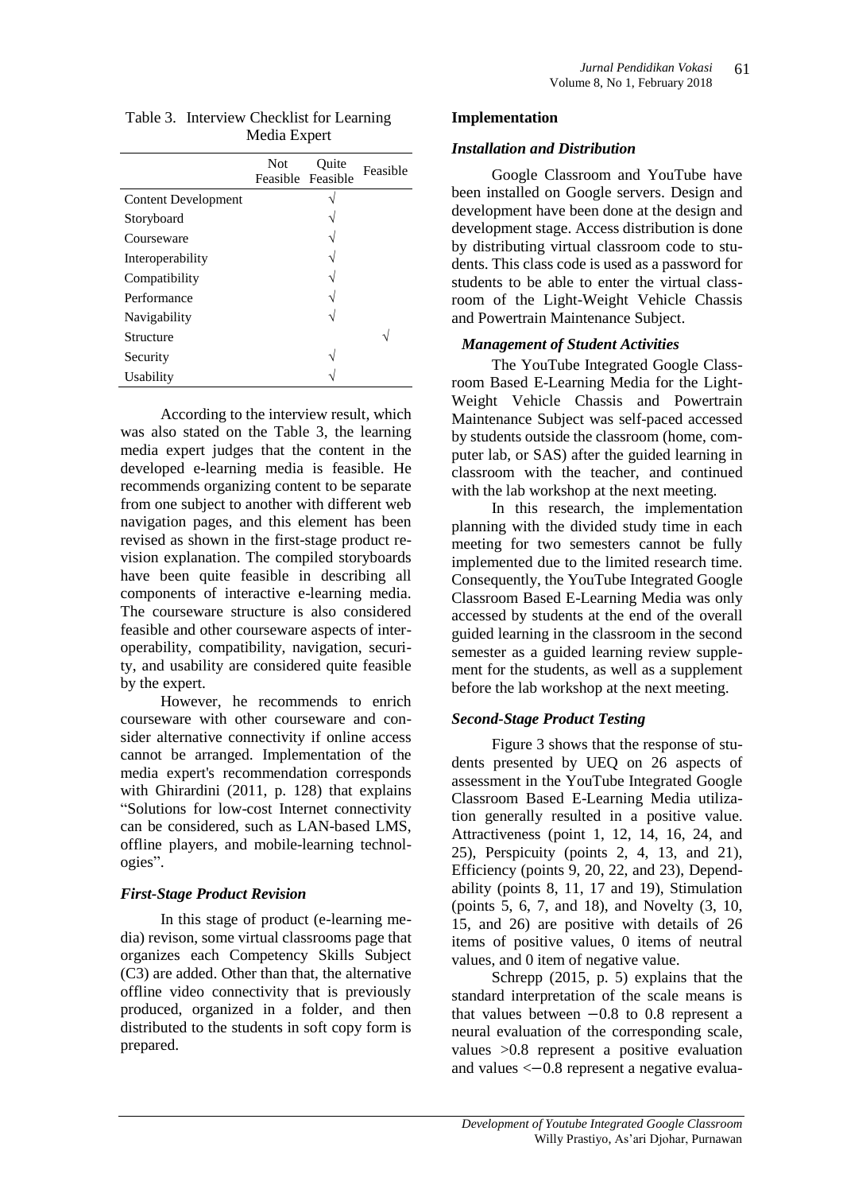Table 3. Interview Checklist for Learning Media Expert

| | Not Feasible | Quite Feasible | Feasible |
|---|---|---|---|
| Content Development | | √ | |
| Storyboard | | √ | |
| Courseware | | √ | |
| Interoperability | | √ | |
| Compatibility | | √ | |
| Performance | | √ | |
| Navigability | | √ | |
| Structure | | | √ |
| Security | | √ | |
| Usability | | √ | |

According to the interview result, which was also stated on the Table 3, the learning media expert judges that the content in the developed e-learning media is feasible. He recommends organizing content to be separate from one subject to another with different web navigation pages, and this element has been revised as shown in the first-stage product revision explanation. The compiled storyboards have been quite feasible in describing all components of interactive e-learning media. The courseware structure is also considered feasible and other courseware aspects of interoperability, compatibility, navigation, security, and usability are considered quite feasible by the expert.

However, he recommends to enrich courseware with other courseware and consider alternative connectivity if online access cannot be arranged. Implementation of the media expert's recommendation corresponds with Ghirardini (2011, p. 128) that explains "Solutions for low-cost Internet connectivity can be considered, such as LAN-based LMS, offline players, and mobile-learning technologies".

### *First-Stage Product Revision*

In this stage of product (e-learning media) revison, some virtual classrooms page that organizes each Competency Skills Subject (C3) are added. Other than that, the alternative offline video connectivity that is previously produced, organized in a folder, and then distributed to the students in soft copy form is prepared.

## Implementation

### *Installation and Distribution*

Google Classroom and YouTube have been installed on Google servers. Design and development have been done at the design and development stage. Access distribution is done by distributing virtual classroom code to students. This class code is used as a password for students to be able to enter the virtual classroom of the Light-Weight Vehicle Chassis and Powertrain Maintenance Subject.

### *Management of Student Activities*

The YouTube Integrated Google Classroom Based E-Learning Media for the Light-Weight Vehicle Chassis and Powertrain Maintenance Subject was self-paced accessed by students outside the classroom (home, computer lab, or SAS) after the guided learning in classroom with the teacher, and continued with the lab workshop at the next meeting.

In this research, the implementation planning with the divided study time in each meeting for two semesters cannot be fully implemented due to the limited research time. Consequently, the YouTube Integrated Google Classroom Based E-Learning Media was only accessed by students at the end of the overall guided learning in the classroom in the second semester as a guided learning review supplement for the students, as well as a supplement before the lab workshop at the next meeting.

### *Second-Stage Product Testing*

Figure 3 shows that the response of students presented by UEQ on 26 aspects of assessment in the YouTube Integrated Google Classroom Based E-Learning Media utilization generally resulted in a positive value. Attractiveness (point 1, 12, 14, 16, 24, and 25), Perspicuity (points 2, 4, 13, and 21), Efficiency (points 9, 20, 22, and 23), Dependability (points 8, 11, 17 and 19), Stimulation (points 5, 6, 7, and 18), and Novelty (3, 10, 15, and 26) are positive with details of 26 items of positive values, 0 items of neutral values, and 0 item of negative value.

Schrepp (2015, p. 5) explains that the standard interpretation of the scale means is that values between $-0.8$ to 0.8 represent a neural evaluation of the corresponding scale, values $>0.8$ represent a positive evaluation and values $<-0.8$ represent a negative evalua-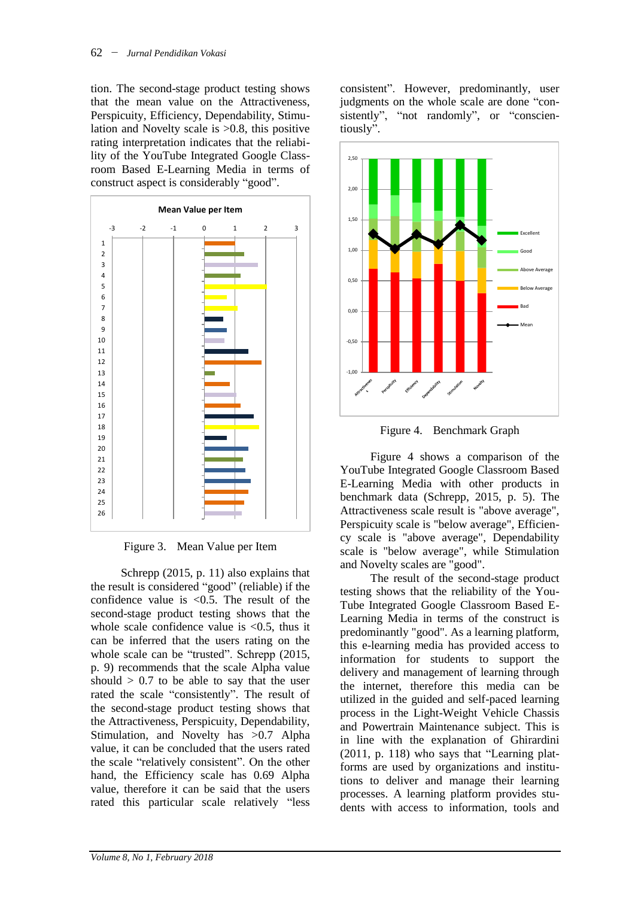tion. The second-stage product testing shows that the mean value on the Attractiveness, Perspicuity, Efficiency, Dependability, Stimulation and Novelty scale is >0.8, this positive rating interpretation indicates that the reliability of the YouTube Integrated Google Classroom Based E-Learning Media in terms of construct aspect is considerably "good".

Figure 3. Mean Value per Item

Schrepp (2015, p. 11) also explains that the result is considered "good" (reliable) if the confidence value is <0.5. The result of the second-stage product testing shows that the whole scale confidence value is <0.5, thus it can be inferred that the users rating on the whole scale can be "trusted". Schrepp (2015, p. 9) recommends that the scale Alpha value should > 0.7 to be able to say that the user rated the scale "consistently". The result of the second-stage product testing shows that the Attractiveness, Perspicuity, Dependability, Stimulation, and Novelty has >0.7 Alpha value, it can be concluded that the users rated the scale "relatively consistent". On the other hand, the Efficiency scale has 0.69 Alpha value, therefore it can be said that the users rated this particular scale relatively "less consistent". However, predominantly, user judgments on the whole scale are done "consistently", "not randomly", or "conscientiously".

Figure 4. Benchmark Graph

Figure 4 shows a comparison of the YouTube Integrated Google Classroom Based E-Learning Media with other products in benchmark data (Schrepp, 2015, p. 5). The Attractiveness scale result is "above average", Perspicuity scale is "below average", Efficiency scale is "above average", Dependability scale is "below average", while Stimulation and Novelty scales are "good".

The result of the second-stage product testing shows that the reliability of the YouTube Integrated Google Classroom Based E-Learning Media in terms of the construct is predominantly "good". As a learning platform, this e-learning media has provided access to information for students to support the delivery and management of learning through the internet, therefore this media can be utilized in the guided and self-paced learning process in the Light-Weight Vehicle Chassis and Powertrain Maintenance subject. This is in line with the explanation of Ghirardini (2011, p. 118) who says that "Learning platforms are used by organizations and institutions to deliver and manage their learning processes. A learning platform provides students with access to information, tools and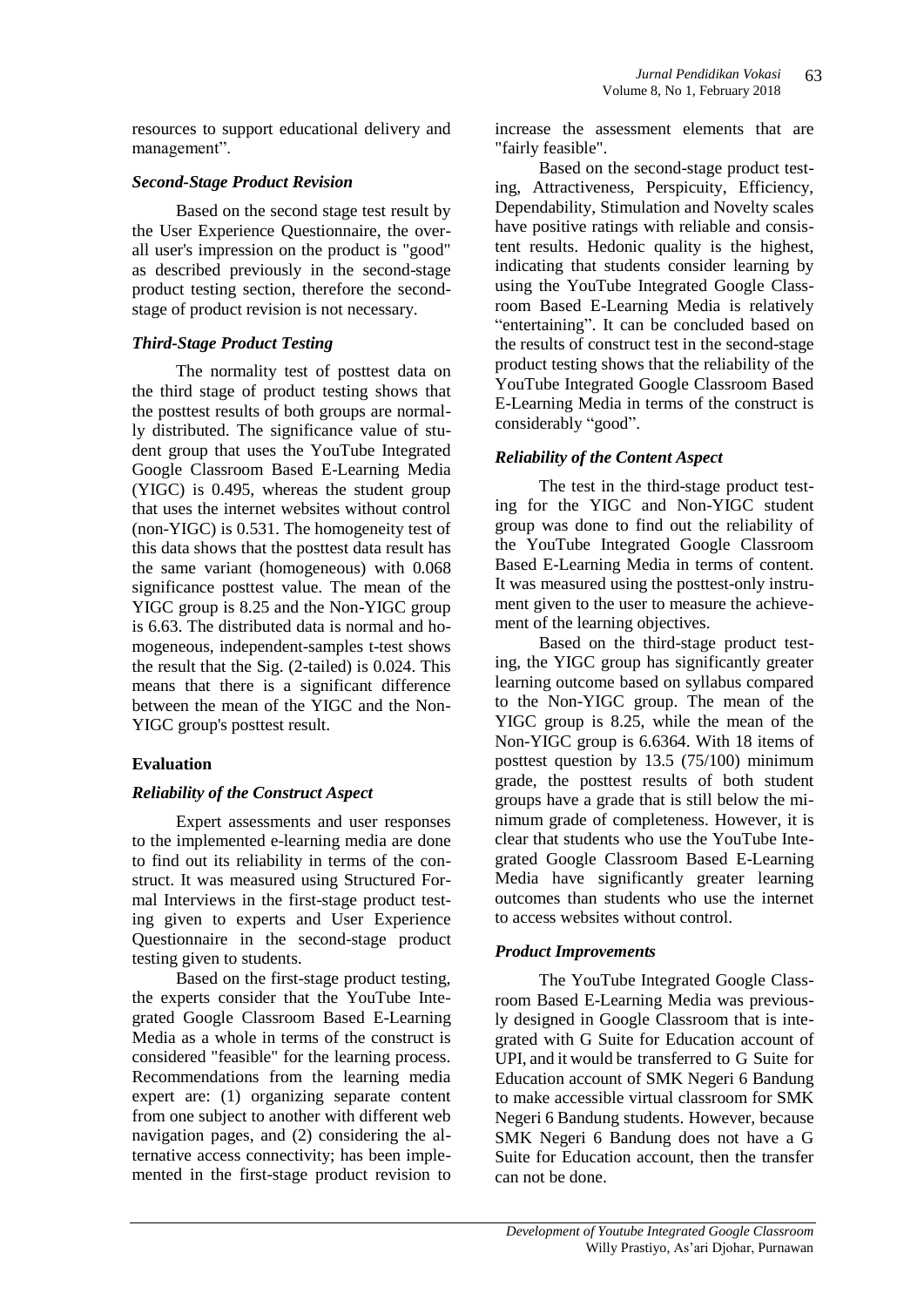resources to support educational delivery and management".

### *Second-Stage Product Revision*

Based on the second stage test result by the User Experience Questionnaire, the overall user's impression on the product is "good" as described previously in the second-stage product testing section, therefore the second-stage of product revision is not necessary.

### *Third-Stage Product Testing*

The normality test of posttest data on the third stage of product testing shows that the posttest results of both groups are normally distributed. The significance value of student group that uses the YouTube Integrated Google Classroom Based E-Learning Media (YIGC) is 0.495, whereas the student group that uses the internet websites without control (non-YIGC) is 0.531. The homogeneity test of this data shows that the posttest data result has the same variant (homogeneous) with 0.068 significance posttest value. The mean of the YIGC group is 8.25 and the Non-YIGC group is 6.63. The distributed data is normal and homogeneous, independent-samples t-test shows the result that the Sig. (2-tailed) is 0.024. This means that there is a significant difference between the mean of the YIGC and the Non-YIGC group's posttest result.

## **Evaluation**

### *Reliability of the Construct Aspect*

Expert assessments and user responses to the implemented e-learning media are done to find out its reliability in terms of the construct. It was measured using Structured Formal Interviews in the first-stage product testing given to experts and User Experience Questionnaire in the second-stage product testing given to students.

Based on the first-stage product testing, the experts consider that the YouTube Integrated Google Classroom Based E-Learning Media as a whole in terms of the construct is considered "feasible" for the learning process. Recommendations from the learning media expert are: (1) organizing separate content from one subject to another with different web navigation pages, and (2) considering the alternative access connectivity; has been implemented in the first-stage product revision to increase the assessment elements that are "fairly feasible".

Based on the second-stage product testing, Attractiveness, Perspicuity, Efficiency, Dependability, Stimulation and Novelty scales have positive ratings with reliable and consistent results. Hedonic quality is the highest, indicating that students consider learning by using the YouTube Integrated Google Classroom Based E-Learning Media is relatively "entertaining". It can be concluded based on the results of construct test in the second-stage product testing shows that the reliability of the YouTube Integrated Google Classroom Based E-Learning Media in terms of the construct is considerably "good".

### *Reliability of the Content Aspect*

The test in the third-stage product testing for the YIGC and Non-YIGC student group was done to find out the reliability of the YouTube Integrated Google Classroom Based E-Learning Media in terms of content. It was measured using the posttest-only instrument given to the user to measure the achievement of the learning objectives.

Based on the third-stage product testing, the YIGC group has significantly greater learning outcome based on syllabus compared to the Non-YIGC group. The mean of the YIGC group is 8.25, while the mean of the Non-YIGC group is 6.6364. With 18 items of posttest question by 13.5 (75/100) minimum grade, the posttest results of both student groups have a grade that is still below the minimum grade of completeness. However, it is clear that students who use the YouTube Integrated Google Classroom Based E-Learning Media have significantly greater learning outcomes than students who use the internet to access websites without control.

### *Product Improvements*

The YouTube Integrated Google Classroom Based E-Learning Media was previously designed in Google Classroom that is integrated with G Suite for Education account of UPI, and it would be transferred to G Suite for Education account of SMK Negeri 6 Bandung to make accessible virtual classroom for SMK Negeri 6 Bandung students. However, because SMK Negeri 6 Bandung does not have a G Suite for Education account, then the transfer can not be done.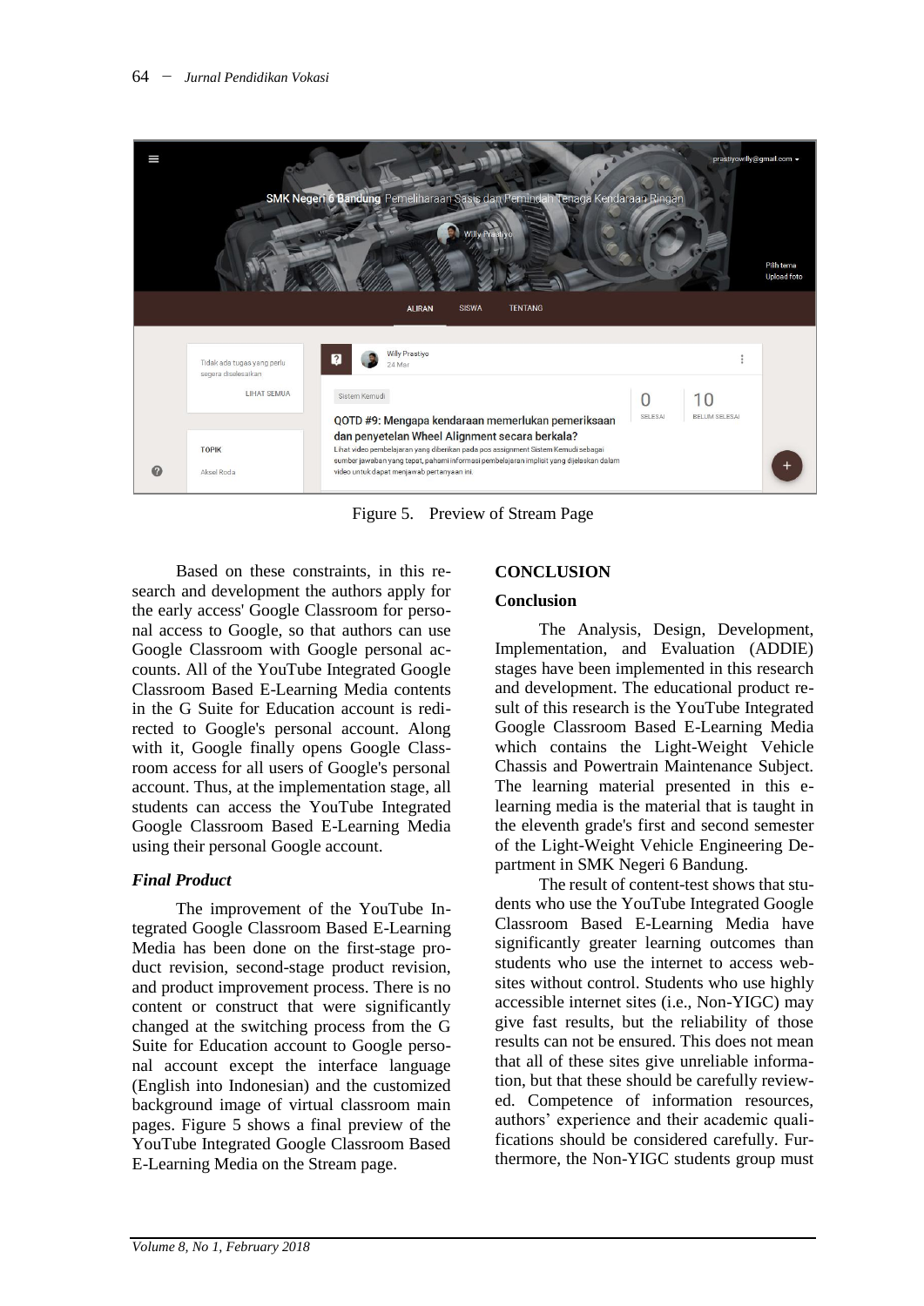Figure 5. Preview of Stream Page

Based on these constraints, in this research and development the authors apply for the early access' Google Classroom for personal access to Google, so that authors can use Google Classroom with Google personal accounts. All of the YouTube Integrated Google Classroom Based E-Learning Media contents in the G Suite for Education account is redirected to Google's personal account. Along with it, Google finally opens Google Classroom access for all users of Google's personal account. Thus, at the implementation stage, all students can access the YouTube Integrated Google Classroom Based E-Learning Media using their personal Google account.

### *Final Product*

The improvement of the YouTube Integrated Google Classroom Based E-Learning Media has been done on the first-stage product revision, second-stage product revision, and product improvement process. There is no content or construct that were significantly changed at the switching process from the G Suite for Education account to Google personal account except the interface language (English into Indonesian) and the customized background image of virtual classroom main pages. Figure 5 shows a final preview of the YouTube Integrated Google Classroom Based E-Learning Media on the Stream page.

## CONCLUSION

### Conclusion

The Analysis, Design, Development, Implementation, and Evaluation (ADDIE) stages have been implemented in this research and development. The educational product result of this research is the YouTube Integrated Google Classroom Based E-Learning Media which contains the Light-Weight Vehicle Chassis and Powertrain Maintenance Subject. The learning material presented in this e-learning media is the material that is taught in the eleventh grade's first and second semester of the Light-Weight Vehicle Engineering Department in SMK Negeri 6 Bandung.

The result of content-test shows that students who use the YouTube Integrated Google Classroom Based E-Learning Media have significantly greater learning outcomes than students who use the internet to access websites without control. Students who use highly accessible internet sites (i.e., Non-YIGC) may give fast results, but the reliability of those results can not be ensured. This does not mean that all of these sites give unreliable information, but that these should be carefully reviewed. Competence of information resources, authors' experience and their academic qualifications should be considered carefully. Furthermore, the Non-YIGC students group must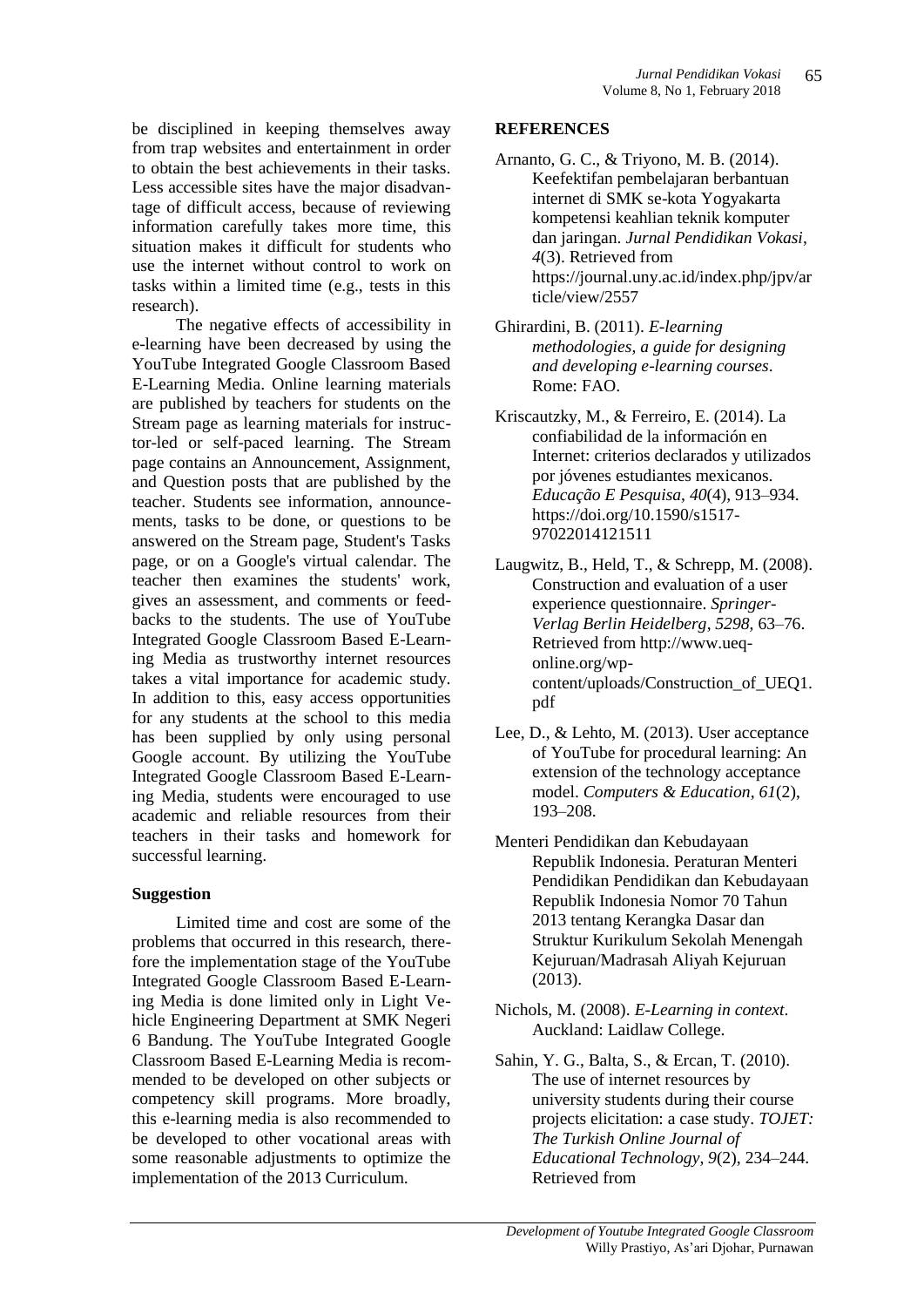be disciplined in keeping themselves away from trap websites and entertainment in order to obtain the best achievements in their tasks. Less accessible sites have the major disadvantage of difficult access, because of reviewing information carefully takes more time, this situation makes it difficult for students who use the internet without control to work on tasks within a limited time (e.g., tests in this research).

The negative effects of accessibility in e-learning have been decreased by using the YouTube Integrated Google Classroom Based E-Learning Media. Online learning materials are published by teachers for students on the Stream page as learning materials for instructor-led or self-paced learning. The Stream page contains an Announcement, Assignment, and Question posts that are published by the teacher. Students see information, announcements, tasks to be done, or questions to be answered on the Stream page, Student's Tasks page, or on a Google's virtual calendar. The teacher then examines the students' work, gives an assessment, and comments or feedbacks to the students. The use of YouTube Integrated Google Classroom Based E-Learning Media as trustworthy internet resources takes a vital importance for academic study. In addition to this, easy access opportunities for any students at the school to this media has been supplied by only using personal Google account. By utilizing the YouTube Integrated Google Classroom Based E-Learning Media, students were encouraged to use academic and reliable resources from their teachers in their tasks and homework for successful learning.

### Suggestion

Limited time and cost are some of the problems that occurred in this research, therefore the implementation stage of the YouTube Integrated Google Classroom Based E-Learning Media is done limited only in Light Vehicle Engineering Department at SMK Negeri 6 Bandung. The YouTube Integrated Google Classroom Based E-Learning Media is recommended to be developed on other subjects or competency skill programs. More broadly, this e-learning media is also recommended to be developed to other vocational areas with some reasonable adjustments to optimize the implementation of the 2013 Curriculum.

## REFERENCES

Arnanto, G. C., & Triyono, M. B. (2014). Keefektifan pembelajaran berbantuan internet di SMK se-kota Yogyakarta kompetensi keahlian teknik komputer dan jaringan. *Jurnal Pendidikan Vokasi*, *4*(3). Retrieved from https://journal.uny.ac.id/index.php/jpv/article/view/2557

Ghirardini, B. (2011). *E-learning methodologies, a guide for designing and developing e-learning courses*. Rome: FAO.

Kriscautzky, M., & Ferreiro, E. (2014). La confiabilidad de la información en Internet: criterios declarados y utilizados por jóvenes estudiantes mexicanos. *Educação E Pesquisa*, *40*(4), 913–934. https://doi.org/10.1590/s1517-97022014121511

Laugwitz, B., Held, T., & Schrepp, M. (2008). Construction and evaluation of a user experience questionnaire. *Springer-Verlag Berlin Heidelberg*, *5298*, 63–76. Retrieved from http://www.ueq-online.org/wp-content/uploads/Construction_of_UEQ1.pdf

Lee, D., & Lehto, M. (2013). User acceptance of YouTube for procedural learning: An extension of the technology acceptance model. *Computers & Education*, *61*(2), 193–208.

Menteri Pendidikan dan Kebudayaan Republik Indonesia. Peraturan Menteri Pendidikan Pendidikan dan Kebudayaan Republik Indonesia Nomor 70 Tahun 2013 tentang Kerangka Dasar dan Struktur Kurikulum Sekolah Menengah Kejuruan/Madrasah Aliyah Kejuruan (2013).

Nichols, M. (2008). *E-Learning in context*. Auckland: Laidlaw College.

Sahin, Y. G., Balta, S., & Ercan, T. (2010). The use of internet resources by university students during their course projects elicitation: a case study. *TOJET: The Turkish Online Journal of Educational Technology*, *9*(2), 234–244. Retrieved from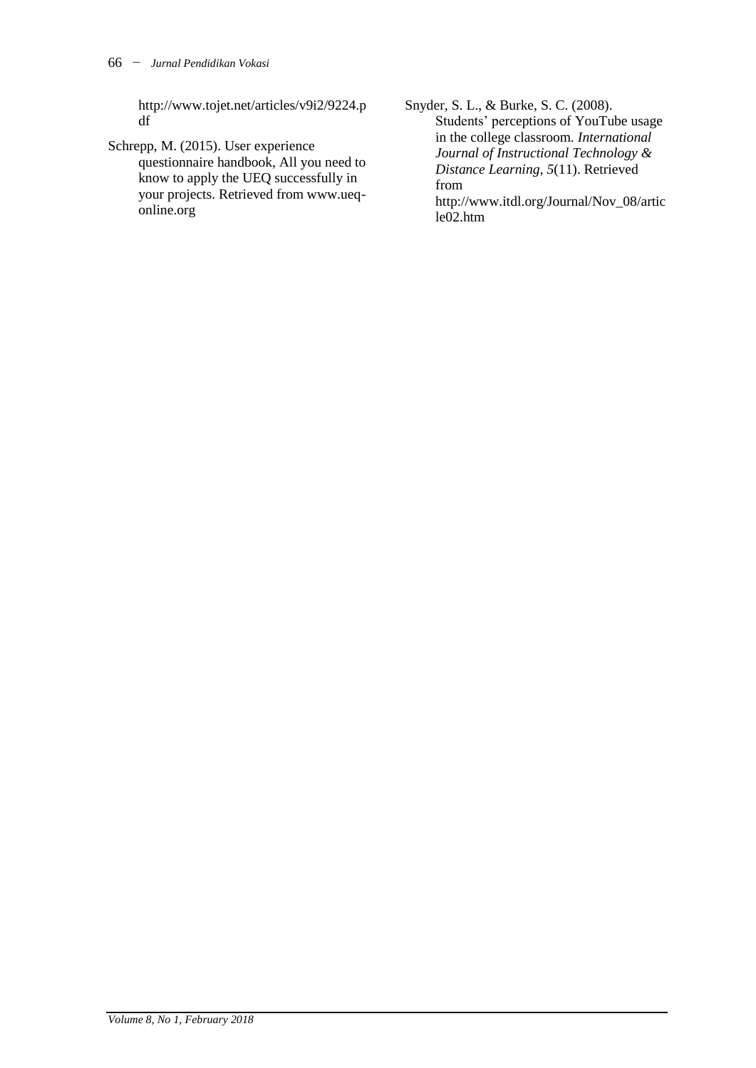http://www.tojet.net/articles/v9i2/9224.pdf

Schrepp, M. (2015). User experience questionnaire handbook, All you need to know to apply the UEQ successfully in your projects. Retrieved from www.ueq-online.org

Snyder, S. L., & Burke, S. C. (2008). Students' perceptions of YouTube usage in the college classroom. *International Journal of Instructional Technology & Distance Learning*, *5*(11). Retrieved from http://www.itdl.org/Journal/Nov_08/article02.htm